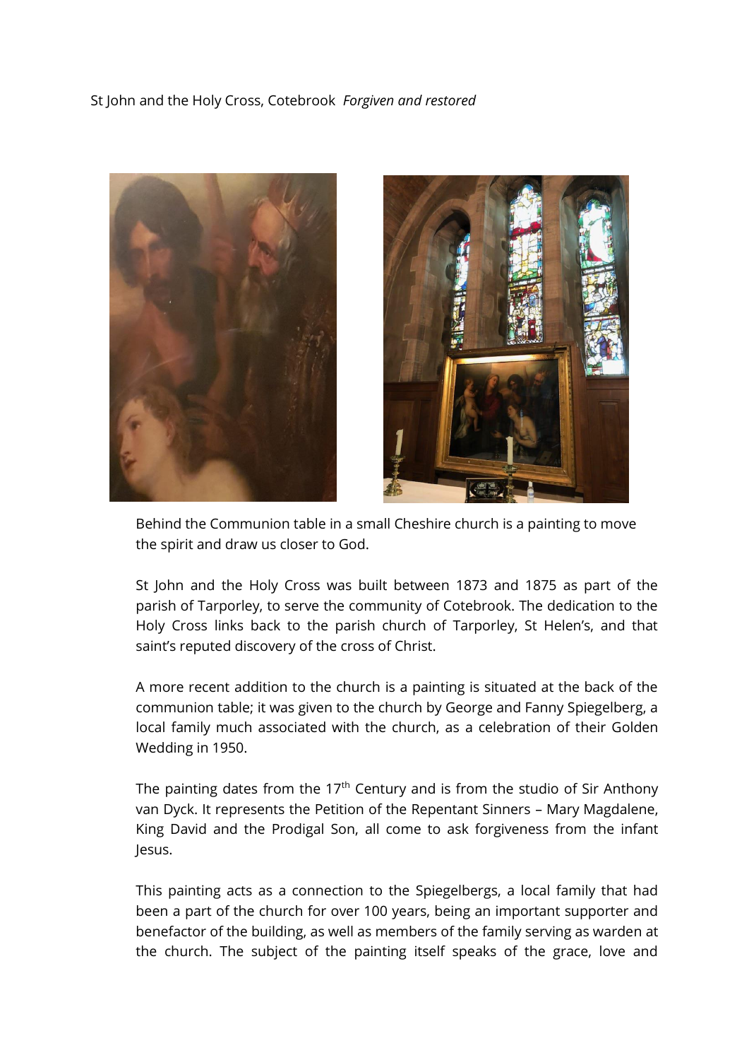St John and the Holy Cross, Cotebrook *Forgiven and restored*

Behind the Communion table in a small Cheshire church is a painting to move the spirit and draw us closer to God.

St John and the Holy Cross was built between 1873 and 1875 as part of the parish of Tarporley, to serve the community of Cotebrook. The dedication to the Holy Cross links back to the parish church of Tarporley, St Helen's, and that saint's reputed discovery of the cross of Christ.

A more recent addition to the church is a painting is situated at the back of the communion table; it was given to the church by George and Fanny Spiegelberg, a local family much associated with the church, as a celebration of their Golden Wedding in 1950.

The painting dates from the 17th Century and is from the studio of Sir Anthony van Dyck. It represents the Petition of the Repentant Sinners – Mary Magdalene, King David and the Prodigal Son, all come to ask forgiveness from the infant Jesus.

This painting acts as a connection to the Spiegelbergs, a local family that had been a part of the church for over 100 years, being an important supporter and benefactor of the building, as well as members of the family serving as warden at the church. The subject of the painting itself speaks of the grace, love and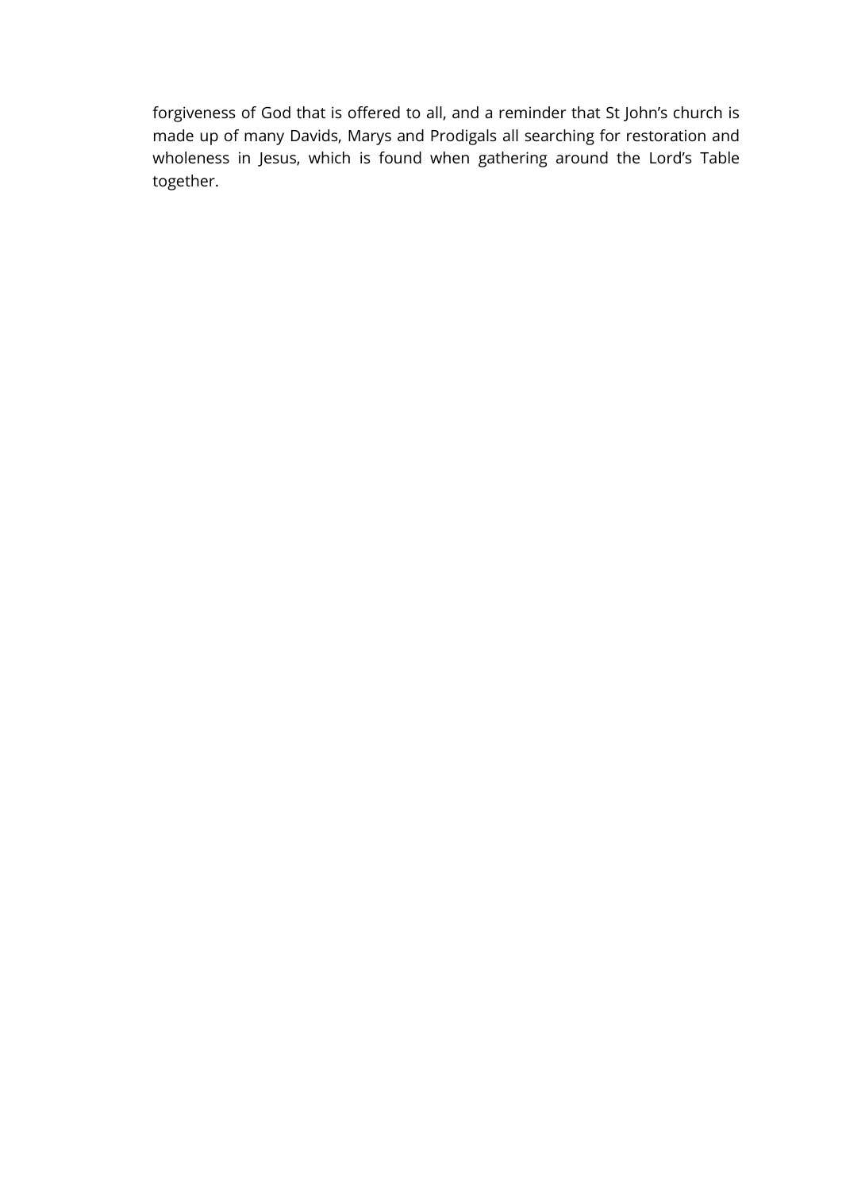forgiveness of God that is offered to all, and a reminder that St John's church is made up of many Davids, Marys and Prodigals all searching for restoration and wholeness in Jesus, which is found when gathering around the Lord's Table together.